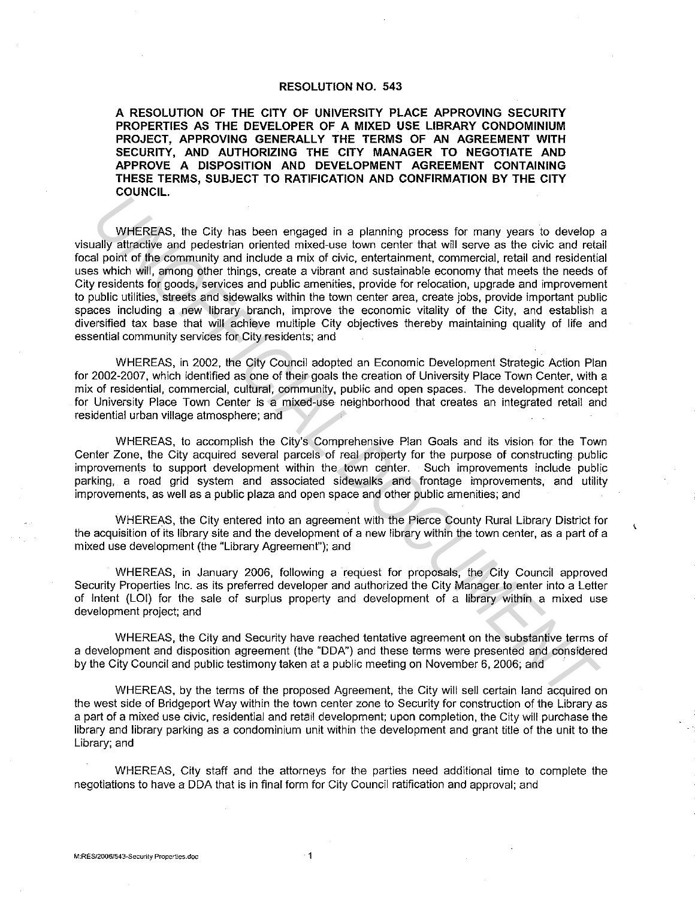# RESOLUTION NO. 543

**A RESOLUTION OF THE CITY OF UNIVERSITY PLACE APPROVING SECURITY PROPERTIES AS THE DEVELOPER OF A MIXED USE LIBRARY CONDOMINIUM PROJECT, APPROVING GENERALLY THE TERMS OF AN AGREEMENT WITH SECURITY, AND AUTHORIZING THE CITY MANAGER TO NEGOTIATE AND APPROVE A DISPOSITION AND DEVELOPMENT AGREEMENT CONTAINING THESE TERMS, SUBJECT TO RATIFICATION AND CONFIRMATION BY THE CITY COUNCIL.**

WHEREAS, the City has been engaged in a planning process for many years to develop a visually attractive and pedestrian oriented mixed-use town center that will serve as the civic and retail focal point of the community and include a mix of civic, entertainment, commercial, retail and residential uses which will, among other things, create a vibrant and sustainable economy that meets the needs of City residents for goods, services and public amenities, provide for relocation, upgrade and improvement to public utilities, streets and sidewalks within the town center area, create jobs, provide important public spaces including a new library branch, improve the economic vitality of the City, and establish a diversified tax base that will achieve multiple City objectives thereby maintaining quality of life and essential community services for City residents; and

WHEREAS, in 2002, the City Council adopted an Economic Development Strategic Action Plan for 2002-2007, which identified as one of their goals the creation of University Place Town Center, with a mix of residential, commercial, cultural, community, public and open spaces. The development concept for University Place Town Center is a mixed-use neighborhood that creates an integrated retail and residential urban village atmosphere; and

WHEREAS, to accomplish the City's Comprehensive Plan Goals and its vision for the Town Center Zone, the City acquired several parcels of real property for the purpose of constructing public improvements to support development within the town center. Such improvements include public parking, a road grid system and associated sidewalks and frontage improvements, and utility improvements, as well as a public plaza and open space and other public amenities; and

WHEREAS, the City entered into an agreement with the Pierce County Rural Library District for the acquisition of its library site and the development of a new library within the town center, as a part of a mixed use development (the "Library Agreement"); and

WHEREAS, in January 2006, following a request for proposals, the City Council approved Security Properties Inc. as its preferred developer and authorized the City Manager to enter into a Letter of Intent (LOI) for the sale of surplus property and development of a library within a mixed use development project; and

WHEREAS, the City and Security have reached tentative agreement on the substantive terms of a development and disposition agreement (the "DDA") and these terms were presented and considered by the City Council and public testimony taken at a public meeting on November 6, 2006; and

WHEREAS, by the terms of the proposed Agreement, the City will sell certain land acquired on the west side of Bridgeport Way within the town center zone to Security for construction of the Library as a part of a mixed use civic, residential and retail development; upon completion, the City will purchase the library and library parking as a condominium unit within the development and grant title of the unit to the Library; and

WHEREAS, City staff and the attorneys for the parties need additional time to complete the negotiations to have a DDA that is in final form for City Council ratification and approval; and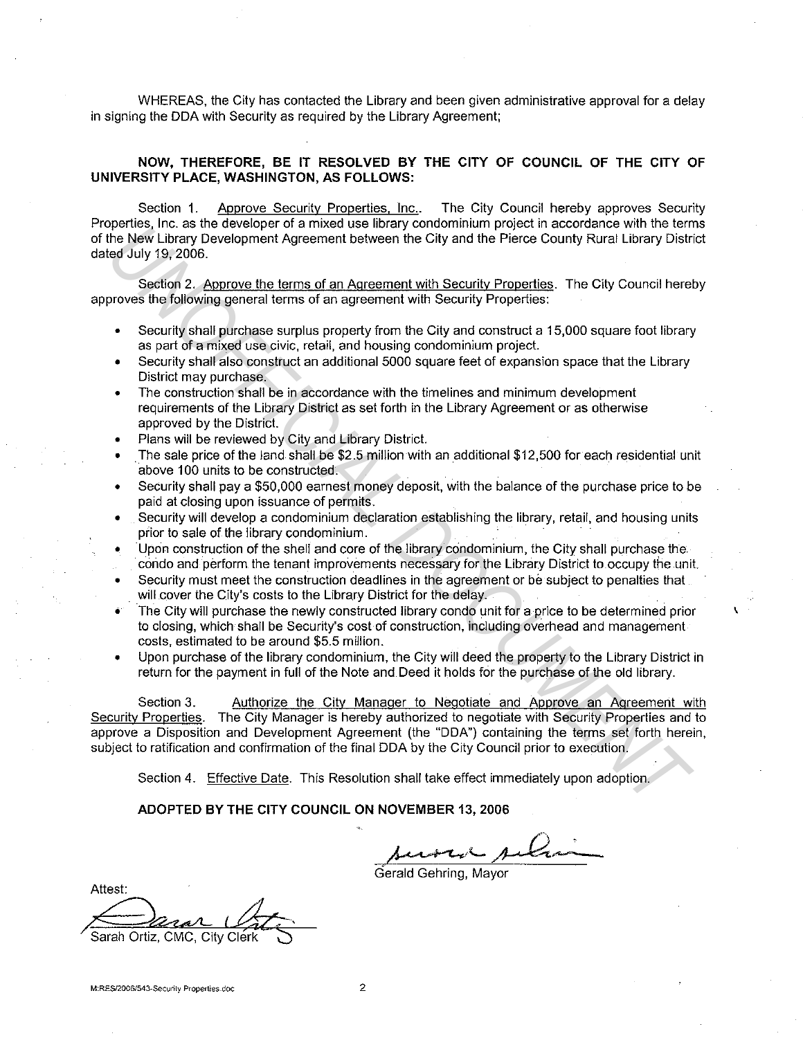WHEREAS, the City has contacted the Library and been given administrative approval for a delay in signing the DDA with Security as required by the Library Agreement;

**NOW, THEREFORE, BE IT RESOLVED BY THE CITY OF COUNCIL OF THE CITY OF UNIVERSITY PLACE, WASHINGTON, AS FOLLOWS:**

Section 1. Approve Security Properties, Inc.. The City Council hereby approves Security Properties, Inc. as the developer of a mixed use library condominium project in accordance with the terms of the New Library Development Agreement between the City and the Pierce County Rural Library District dated July 19, 2006.

Section 2. Approve the terms of an Agreement with Security Properties. The City Council hereby approves the following general terms of an agreement with Security Properties:

- Security shall purchase surplus property from the City and construct a 15,000 square foot library as part of a mixed use civic, retail, and housing condominium project.
- Security shall also construct an additional 5000 square feet of expansion space that the Library District may purchase.
- The construction shall be in accordance with the timelines and minimum development requirements of the Library District as set forth in the Library Agreement or as otherwise approved by the District.
- Plans will be reviewed by City and Library District.
- The sale price of the land shall be $2.5 million with an additional $12,500 for each residential unit above 100 units to be constructed.
- Security shall pay a $50,000 earnest money deposit, with the balance of the purchase price to be paid at closing upon issuance of permits.
- Security will develop a condominium declaration establishing the library, retail, and housing units prior to sale of the library condominium.
- Upon construction of the shell and core of the library condominium, the City shall purchase the condo and perform the tenant improvements necessary for the Library District to occupy the unit.
- Security must meet the construction deadlines in the agreement or be subject to penalties that will cover the City's costs to the Library District for the delay.
- The City will purchase the newly constructed library condo unit for a price to be determined prior to closing, which shall be Security's cost of construction, including overhead and management costs, estimated to be around $5.5 million.
- Upon purchase of the library condominium, the City will deed the property to the Library District in return for the payment in full of the Note and Deed it holds for the purchase of the old library.

Section 3. Authorize the City Manager to Negotiate and Approve an Agreement with Security Properties. The City Manager is hereby authorized to negotiate with Security Properties and to approve a Disposition and Development Agreement (the "DDA") containing the terms set forth herein, subject to ratification and confirmation of the final DDA by the City Council prior to execution.

Section 4. Effective Date. This Resolution shall take effect immediately upon adoption.

**ADOPTED BY THE CITY COUNCIL ON NOVEMBER 13, 2006**

Gerald Gehring, Mayor

Attest:

Sarah Ortiz, CMC, City Clerk

M:RES/2006/543-Security Properties.doc